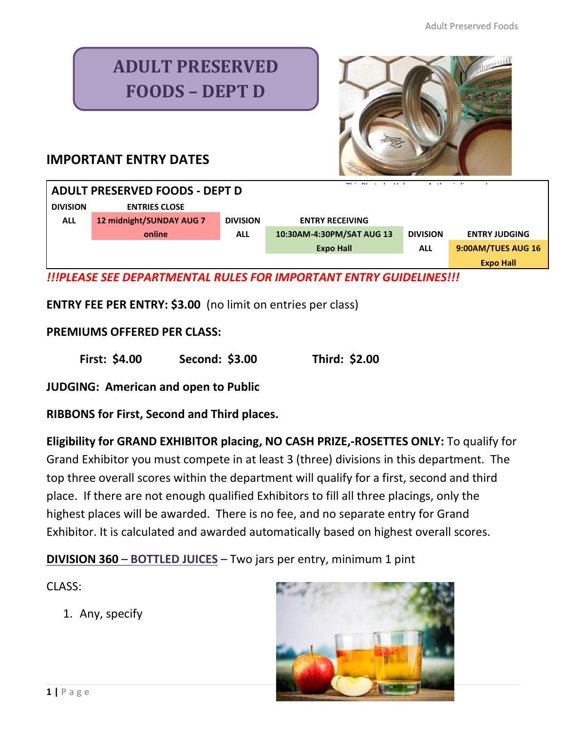# ADULT PRESERVED FOODS – DEPT D

## IMPORTANT ENTRY DATES

| ADULT PRESERVED FOODS - DEPT D | | | | | |
|---|---|---|---|---|---|
| DIVISION | ENTRIES CLOSE | DIVISION | ENTRY RECEIVING | DIVISION | ENTRY JUDGING |
| ALL | 12 midnight/SUNDAY AUG 7 online | ALL | 10:30AM-4:30PM/SAT AUG 13 Expo Hall | ALL | 9:00AM/TUES AUG 16 Expo Hall |

***!!!PLEASE SEE DEPARTMENTAL RULES FOR IMPORTANT ENTRY GUIDELINES!!!***

**ENTRY FEE PER ENTRY: $3.00** (no limit on entries per class)

**PREMIUMS OFFERED PER CLASS:**

**First: $4.00** **Second: $3.00** **Third: $2.00**

**JUDGING: American and open to Public**

**RIBBONS for First, Second and Third places.**

**Eligibility for GRAND EXHIBITOR placing, NO CASH PRIZE,-ROSETTES ONLY:** To qualify for Grand Exhibitor you must compete in at least 3 (three) divisions in this department. The top three overall scores within the department will qualify for a first, second and third place. If there are not enough qualified Exhibitors to fill all three placings, only the highest places will be awarded. There is no fee, and no separate entry for Grand Exhibitor. It is calculated and awarded automatically based on highest overall scores.

**DIVISION 360 – BOTTLED JUICES** – Two jars per entry, minimum 1 pint

CLASS:

1. Any, specify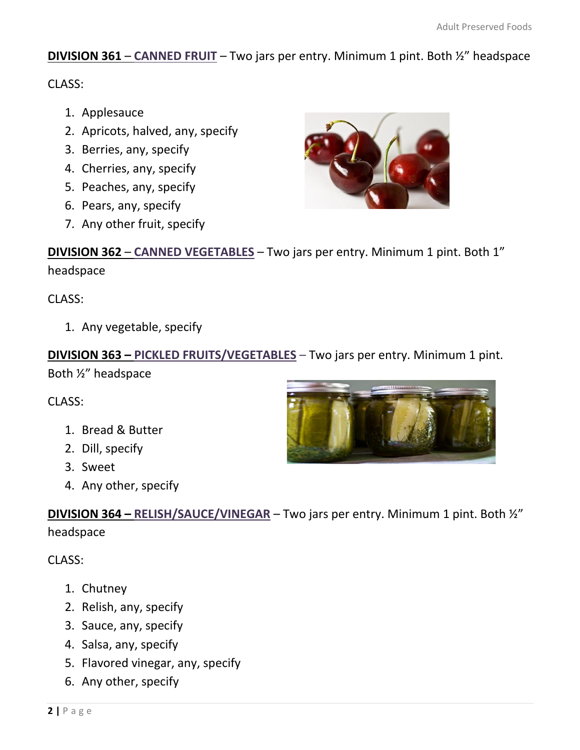**DIVISION 361** – **CANNED FRUIT** – Two jars per entry. Minimum 1 pint. Both ½" headspace

CLASS:

1. Applesauce
2. Apricots, halved, any, specify
3. Berries, any, specify
4. Cherries, any, specify
5. Peaches, any, specify
6. Pears, any, specify
7. Any other fruit, specify

**DIVISION 362** – **CANNED VEGETABLES** – Two jars per entry. Minimum 1 pint. Both 1" headspace

CLASS:

1. Any vegetable, specify

**DIVISION 363 – PICKLED FRUITS/VEGETABLES** – Two jars per entry. Minimum 1 pint. Both ½" headspace

CLASS:

1. Bread & Butter
2. Dill, specify
3. Sweet
4. Any other, specify

**DIVISION 364 – RELISH/SAUCE/VINEGAR** – Two jars per entry. Minimum 1 pint. Both ½" headspace

CLASS:

1. Chutney
2. Relish, any, specify
3. Sauce, any, specify
4. Salsa, any, specify
5. Flavored vinegar, any, specify
6. Any other, specify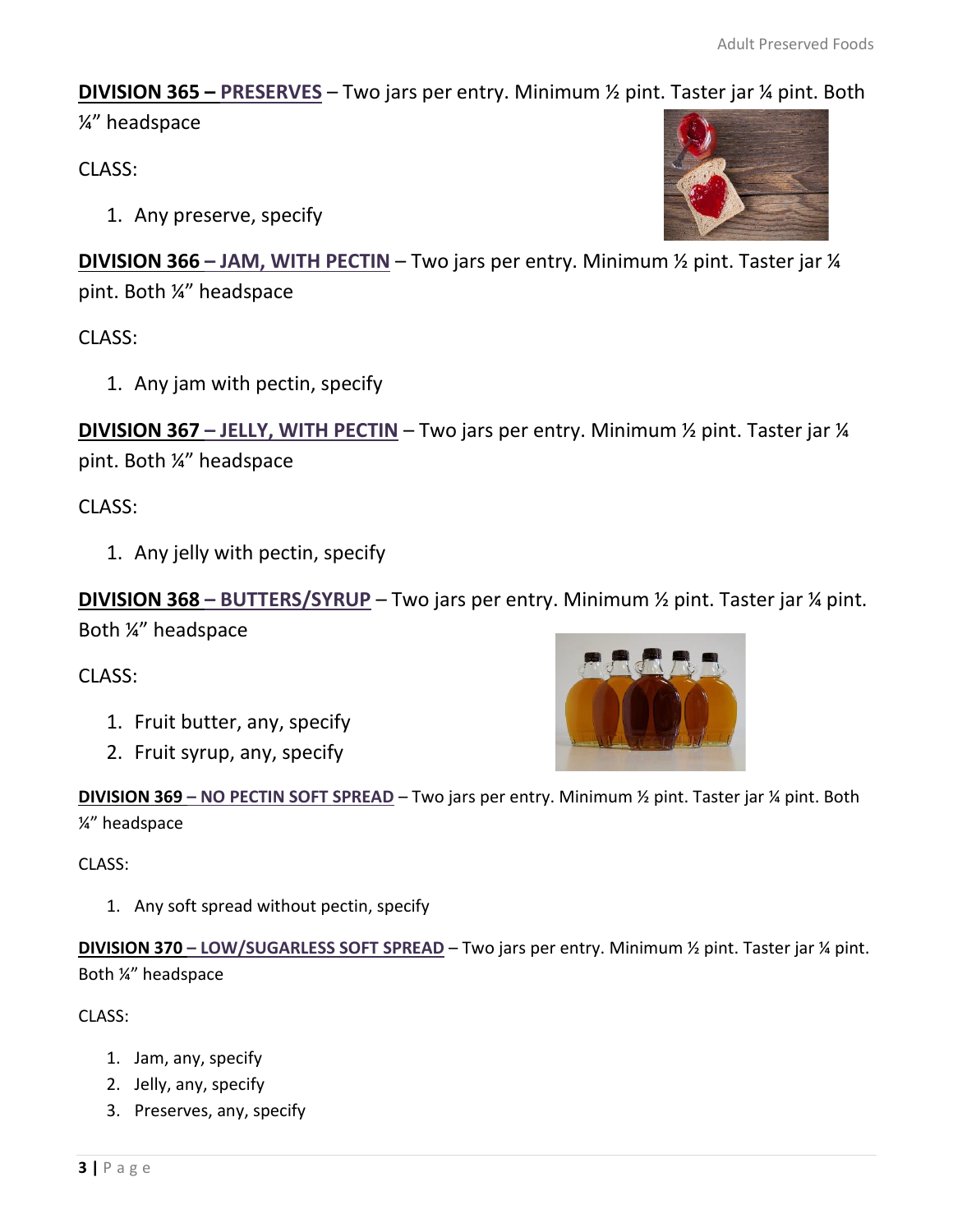**DIVISION 365 – PRESERVES** – Two jars per entry. Minimum ½ pint. Taster jar ¼ pint. Both ¼" headspace

CLASS:

1. Any preserve, specify

**DIVISION 366 – JAM, WITH PECTIN** – Two jars per entry. Minimum ½ pint. Taster jar ¼ pint. Both ¼" headspace

CLASS:

1. Any jam with pectin, specify

**DIVISION 367 – JELLY, WITH PECTIN** – Two jars per entry. Minimum ½ pint. Taster jar ¼ pint. Both ¼" headspace

CLASS:

1. Any jelly with pectin, specify

**DIVISION 368 – BUTTERS/SYRUP** – Two jars per entry. Minimum ½ pint. Taster jar ¼ pint. Both ¼" headspace

CLASS:

1. Fruit butter, any, specify
2. Fruit syrup, any, specify

**DIVISION 369 – NO PECTIN SOFT SPREAD** – Two jars per entry. Minimum ½ pint. Taster jar ¼ pint. Both ¼" headspace

CLASS:

1. Any soft spread without pectin, specify

**DIVISION 370 – LOW/SUGARLESS SOFT SPREAD** – Two jars per entry. Minimum ½ pint. Taster jar ¼ pint. Both ¼" headspace

CLASS:

1. Jam, any, specify
2. Jelly, any, specify
3. Preserves, any, specify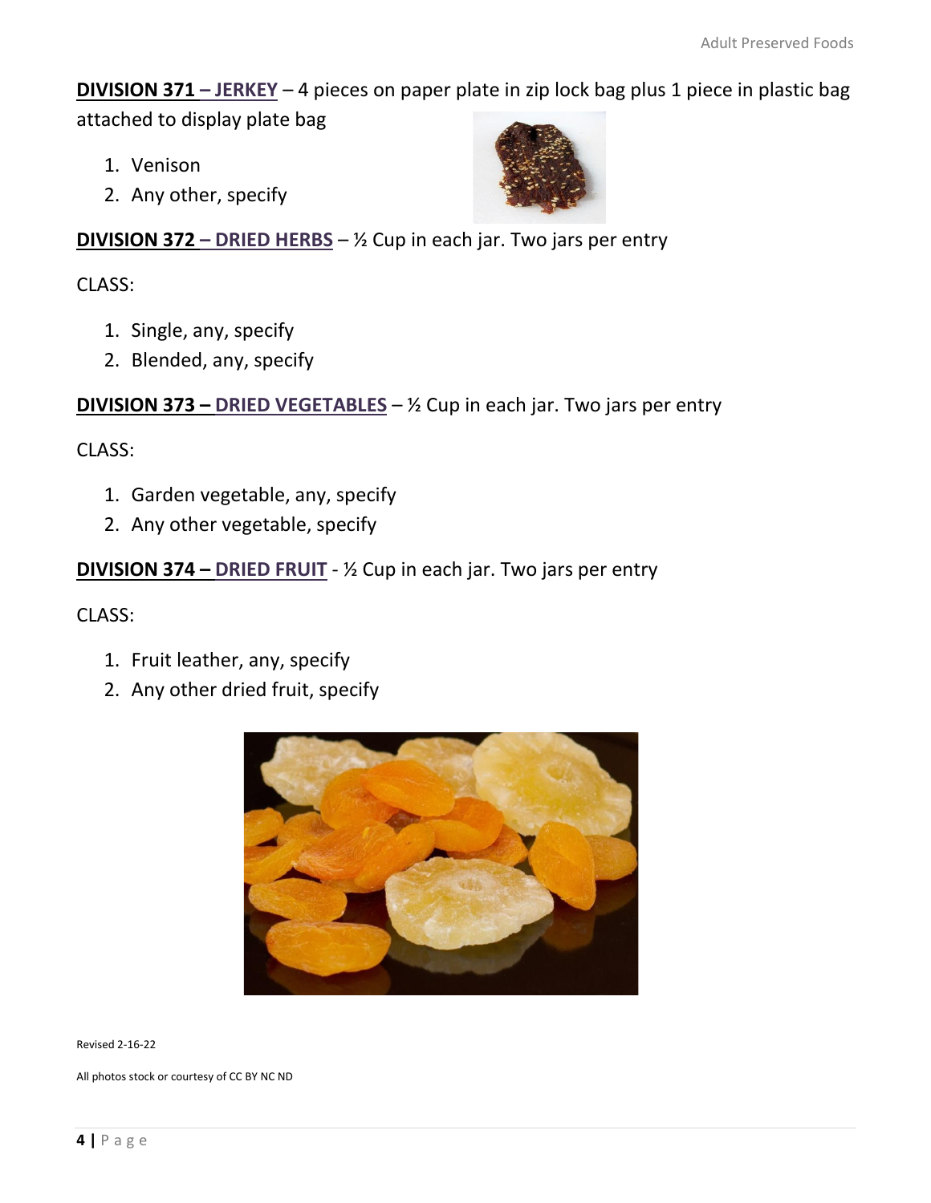**DIVISION 371 – JERKEY** – 4 pieces on paper plate in zip lock bag plus 1 piece in plastic bag attached to display plate bag

1. Venison
2. Any other, specify

**DIVISION 372 – DRIED HERBS** – ½ Cup in each jar. Two jars per entry

CLASS:

1. Single, any, specify
2. Blended, any, specify

**DIVISION 373 – DRIED VEGETABLES** – ½ Cup in each jar. Two jars per entry

CLASS:

1. Garden vegetable, any, specify
2. Any other vegetable, specify

**DIVISION 374 – DRIED FRUIT** - ½ Cup in each jar. Two jars per entry

CLASS:

1. Fruit leather, any, specify
2. Any other dried fruit, specify

Revised 2-16-22

All photos stock or courtesy of CC BY NC ND